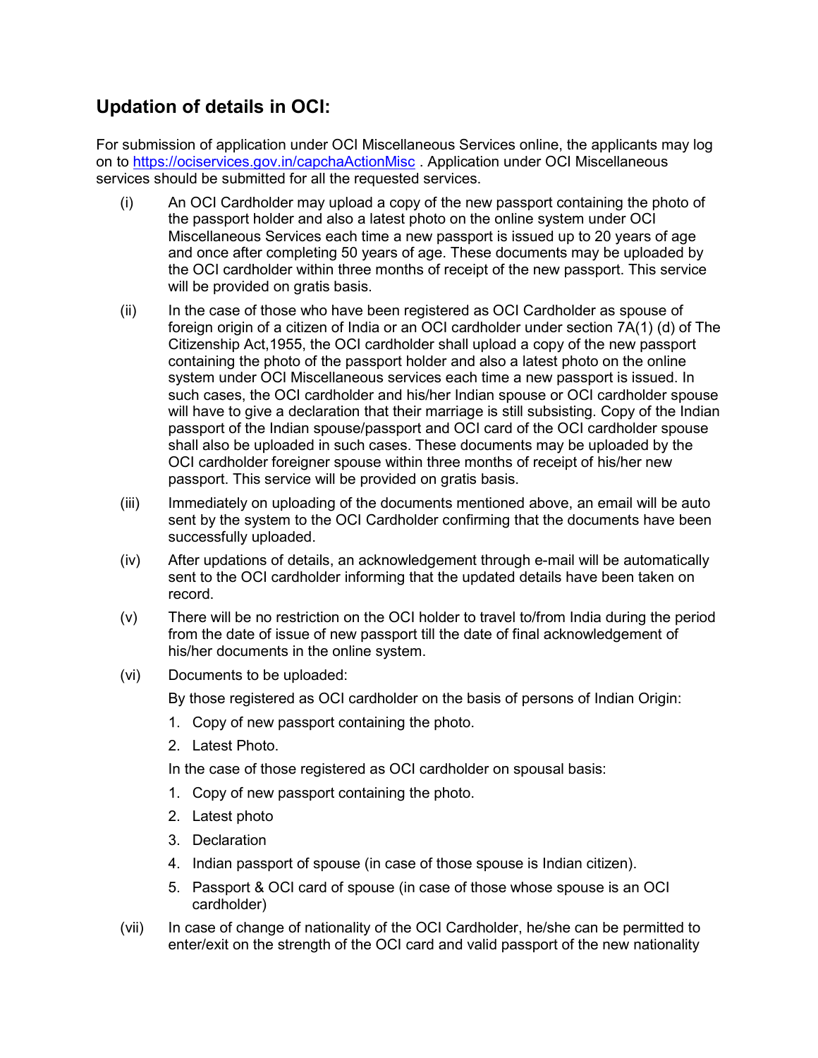## Updation of details in OCI:

For submission of application under OCI Miscellaneous Services online, the applicants may log on to [https://ociservices.gov.in/capchaActionMisc](https://ociservices.gov.in/capchaActionMisc) . Application under OCI Miscellaneous services should be submitted for all the requested services.

(i) An OCI Cardholder may upload a copy of the new passport containing the photo of the passport holder and also a latest photo on the online system under OCI Miscellaneous Services each time a new passport is issued up to 20 years of age and once after completing 50 years of age. These documents may be uploaded by the OCI cardholder within three months of receipt of the new passport. This service will be provided on gratis basis.

(ii) In the case of those who have been registered as OCI Cardholder as spouse of foreign origin of a citizen of India or an OCI cardholder under section 7A(1) (d) of The Citizenship Act,1955, the OCI cardholder shall upload a copy of the new passport containing the photo of the passport holder and also a latest photo on the online system under OCI Miscellaneous services each time a new passport is issued. In such cases, the OCI cardholder and his/her Indian spouse or OCI cardholder spouse will have to give a declaration that their marriage is still subsisting. Copy of the Indian passport of the Indian spouse/passport and OCI card of the OCI cardholder spouse shall also be uploaded in such cases. These documents may be uploaded by the OCI cardholder foreigner spouse within three months of receipt of his/her new passport. This service will be provided on gratis basis.

(iii) Immediately on uploading of the documents mentioned above, an email will be auto sent by the system to the OCI Cardholder confirming that the documents have been successfully uploaded.

(iv) After updations of details, an acknowledgement through e-mail will be automatically sent to the OCI cardholder informing that the updated details have been taken on record.

(v) There will be no restriction on the OCI holder to travel to/from India during the period from the date of issue of new passport till the date of final acknowledgement of his/her documents in the online system.

(vi) Documents to be uploaded:

By those registered as OCI cardholder on the basis of persons of Indian Origin:

1. Copy of new passport containing the photo.
2. Latest Photo.

In the case of those registered as OCI cardholder on spousal basis:

1. Copy of new passport containing the photo.
2. Latest photo
3. Declaration
4. Indian passport of spouse (in case of those spouse is Indian citizen).
5. Passport & OCI card of spouse (in case of those whose spouse is an OCI cardholder)

(vii) In case of change of nationality of the OCI Cardholder, he/she can be permitted to enter/exit on the strength of the OCI card and valid passport of the new nationality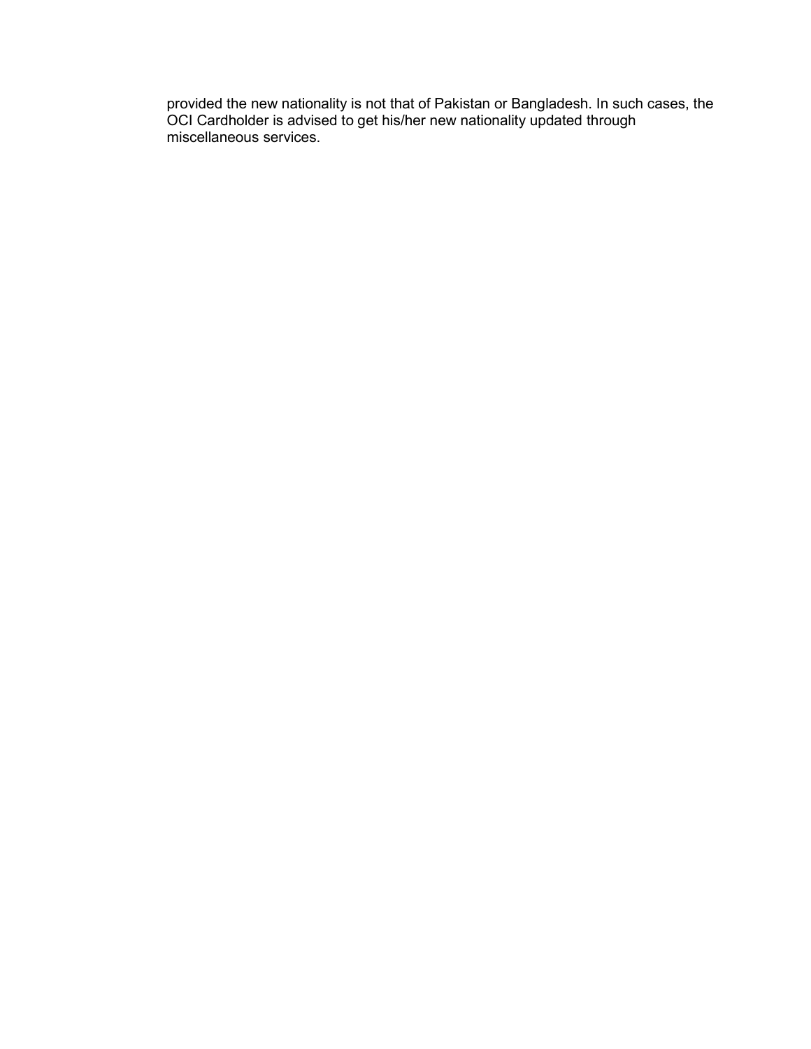provided the new nationality is not that of Pakistan or Bangladesh. In such cases, the OCI Cardholder is advised to get his/her new nationality updated through miscellaneous services.